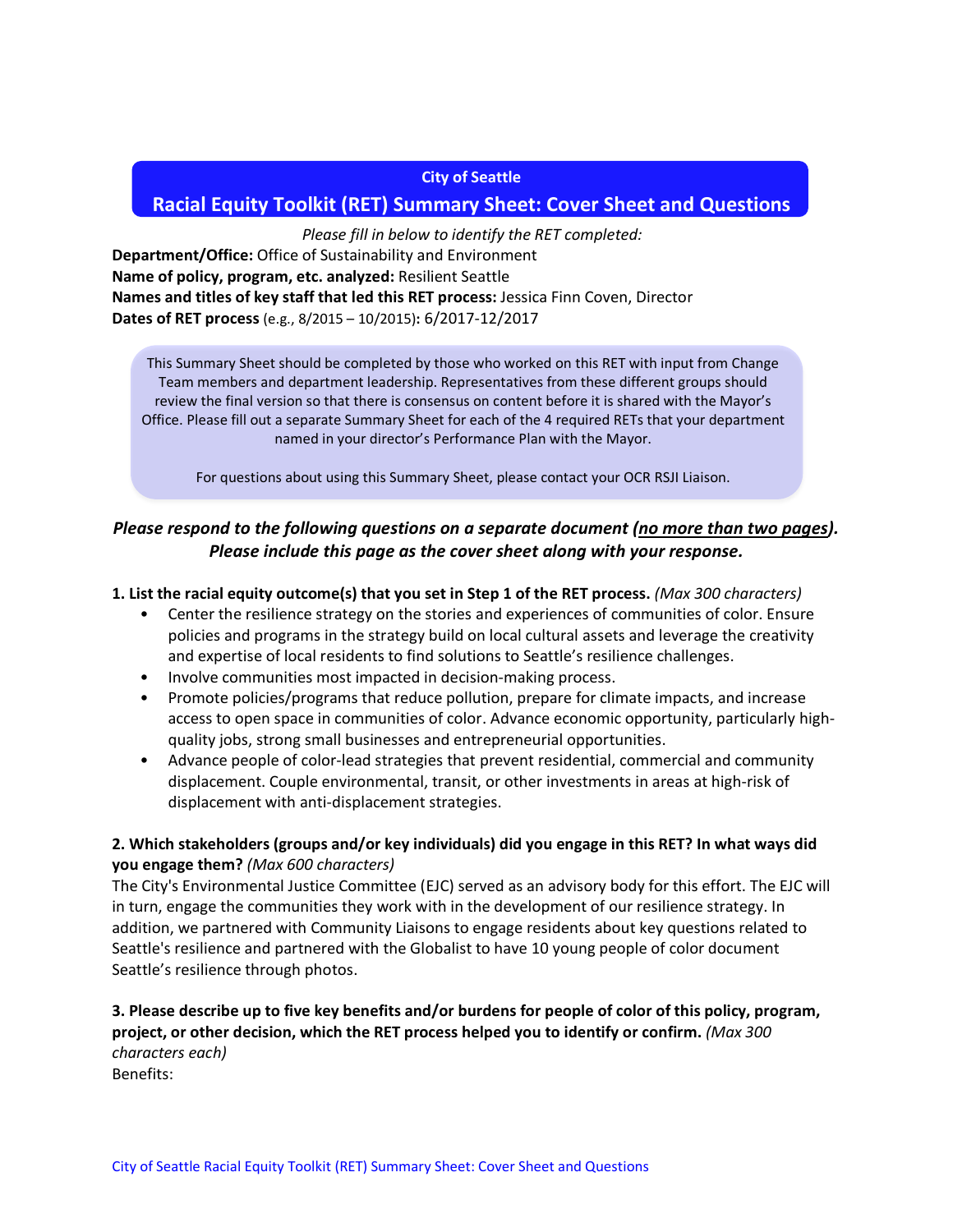**City of Seattle**

# Racial Equity Toolkit (RET) Summary Sheet: Cover Sheet and Questions

*Please fill in below to identify the RET completed:*

**Department/Office:** Office of Sustainability and Environment
**Name of policy, program, etc. analyzed:** Resilient Seattle
**Names and titles of key staff that led this RET process:** Jessica Finn Coven, Director
**Dates of RET process** (e.g., 8/2015 – 10/2015)**:** 6/2017-12/2017

This Summary Sheet should be completed by those who worked on this RET with input from Change Team members and department leadership. Representatives from these different groups should review the final version so that there is consensus on content before it is shared with the Mayor's Office. Please fill out a separate Summary Sheet for each of the 4 required RETs that your department named in your director's Performance Plan with the Mayor.

For questions about using this Summary Sheet, please contact your OCR RSJI Liaison.

***Please respond to the following questions on a separate document (no more than two pages). Please include this page as the cover sheet along with your response.***

**1. List the racial equity outcome(s) that you set in Step 1 of the RET process.** *(Max 300 characters)*

- Center the resilience strategy on the stories and experiences of communities of color. Ensure policies and programs in the strategy build on local cultural assets and leverage the creativity and expertise of local residents to find solutions to Seattle's resilience challenges.
- Involve communities most impacted in decision-making process.
- Promote policies/programs that reduce pollution, prepare for climate impacts, and increase access to open space in communities of color. Advance economic opportunity, particularly high-quality jobs, strong small businesses and entrepreneurial opportunities.
- Advance people of color-lead strategies that prevent residential, commercial and community displacement. Couple environmental, transit, or other investments in areas at high-risk of displacement with anti-displacement strategies.

**2. Which stakeholders (groups and/or key individuals) did you engage in this RET? In what ways did you engage them?** *(Max 600 characters)*

The City's Environmental Justice Committee (EJC) served as an advisory body for this effort. The EJC will in turn, engage the communities they work with in the development of our resilience strategy. In addition, we partnered with Community Liaisons to engage residents about key questions related to Seattle's resilience and partnered with the Globalist to have 10 young people of color document Seattle's resilience through photos.

**3. Please describe up to five key benefits and/or burdens for people of color of this policy, program, project, or other decision, which the RET process helped you to identify or confirm.** *(Max 300 characters each)*

Benefits: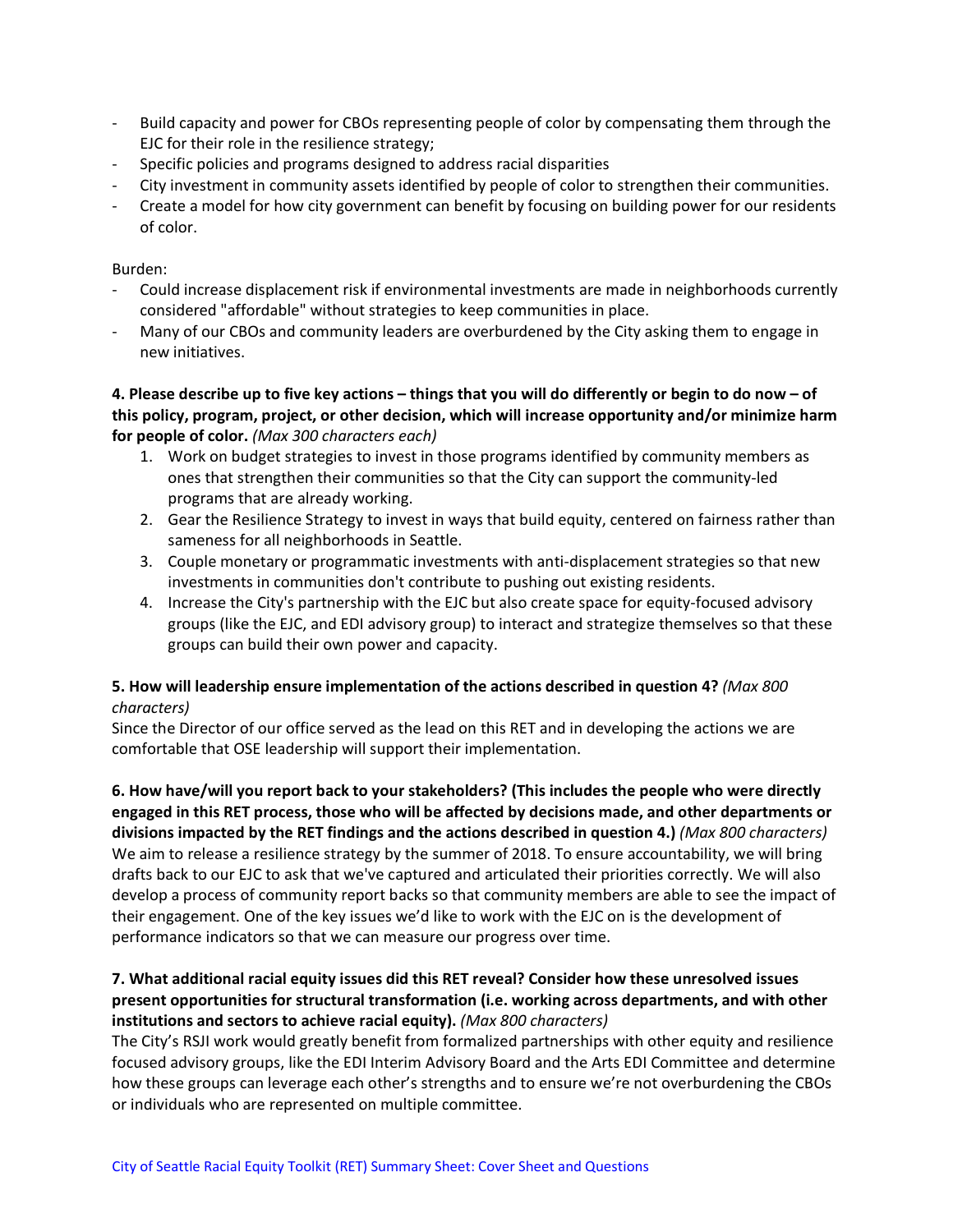- Build capacity and power for CBOs representing people of color by compensating them through the EJC for their role in the resilience strategy;
- Specific policies and programs designed to address racial disparities
- City investment in community assets identified by people of color to strengthen their communities.
- Create a model for how city government can benefit by focusing on building power for our residents of color.

Burden:

- Could increase displacement risk if environmental investments are made in neighborhoods currently considered "affordable" without strategies to keep communities in place.
- Many of our CBOs and community leaders are overburdened by the City asking them to engage in new initiatives.

**4. Please describe up to five key actions – things that you will do differently or begin to do now – of this policy, program, project, or other decision, which will increase opportunity and/or minimize harm for people of color.** *(Max 300 characters each)*

1. Work on budget strategies to invest in those programs identified by community members as ones that strengthen their communities so that the City can support the community-led programs that are already working.
2. Gear the Resilience Strategy to invest in ways that build equity, centered on fairness rather than sameness for all neighborhoods in Seattle.
3. Couple monetary or programmatic investments with anti-displacement strategies so that new investments in communities don't contribute to pushing out existing residents.
4. Increase the City's partnership with the EJC but also create space for equity-focused advisory groups (like the EJC, and EDI advisory group) to interact and strategize themselves so that these groups can build their own power and capacity.

**5. How will leadership ensure implementation of the actions described in question 4?** *(Max 800 characters)*

Since the Director of our office served as the lead on this RET and in developing the actions we are comfortable that OSE leadership will support their implementation.

**6. How have/will you report back to your stakeholders? (This includes the people who were directly engaged in this RET process, those who will be affected by decisions made, and other departments or divisions impacted by the RET findings and the actions described in question 4.)** *(Max 800 characters)*

We aim to release a resilience strategy by the summer of 2018. To ensure accountability, we will bring drafts back to our EJC to ask that we've captured and articulated their priorities correctly. We will also develop a process of community report backs so that community members are able to see the impact of their engagement. One of the key issues we'd like to work with the EJC on is the development of performance indicators so that we can measure our progress over time.

**7. What additional racial equity issues did this RET reveal? Consider how these unresolved issues present opportunities for structural transformation (i.e. working across departments, and with other institutions and sectors to achieve racial equity).** *(Max 800 characters)*

The City's RSJI work would greatly benefit from formalized partnerships with other equity and resilience focused advisory groups, like the EDI Interim Advisory Board and the Arts EDI Committee and determine how these groups can leverage each other's strengths and to ensure we're not overburdening the CBOs or individuals who are represented on multiple committee.